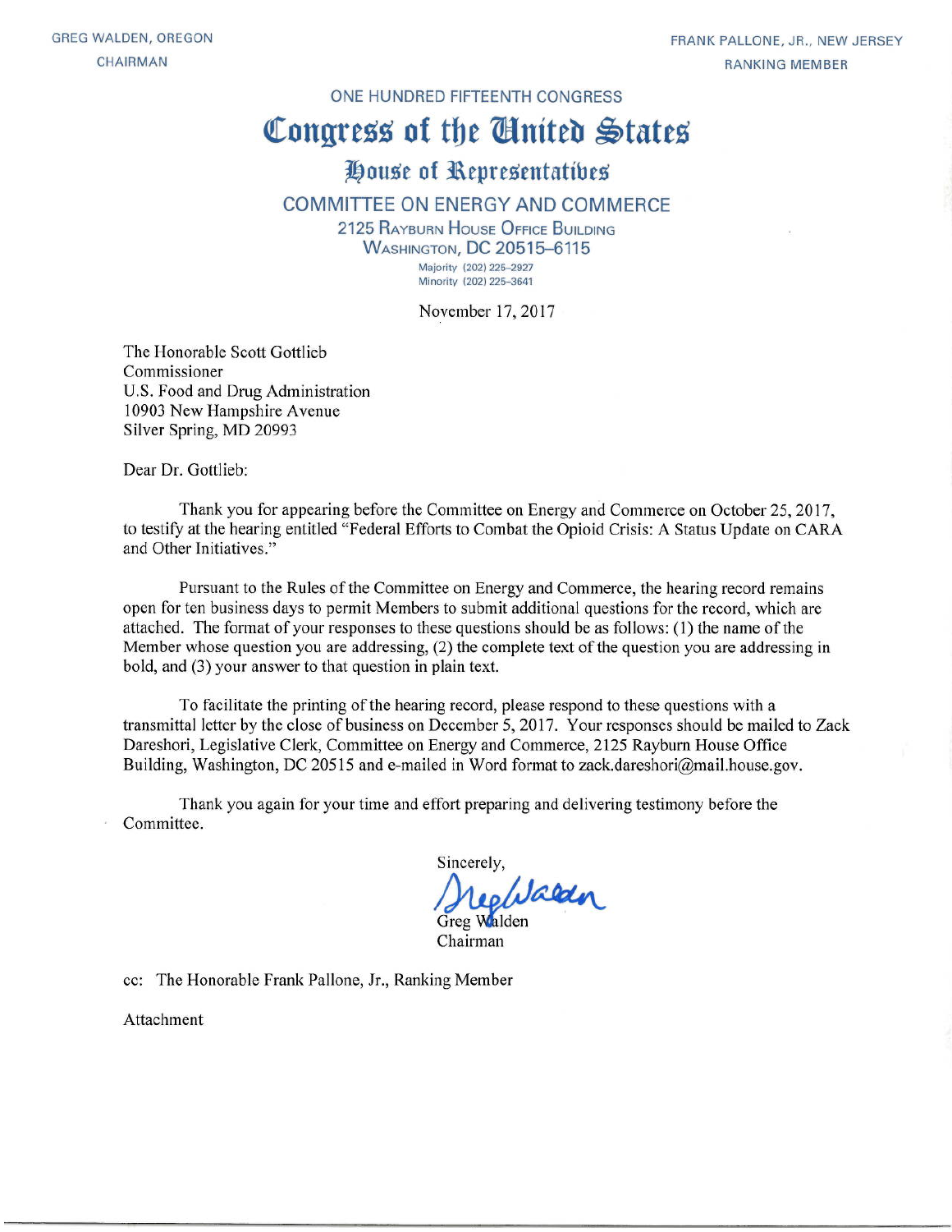GREG WALDEN, OREGON
CHAIRMAN

FRANK PALLONE, JR., NEW JERSEY
RANKING MEMBER

ONE HUNDRED FIFTEENTH CONGRESS

# Congress of the United States

## House of Representatives

### COMMITTEE ON ENERGY AND COMMERCE

2125 RAYBURN HOUSE OFFICE BUILDING
WASHINGTON, DC 20515–6115

Majority (202) 225–2927
Minority (202) 225–3641

November 17, 2017

The Honorable Scott Gottlieb
Commissioner
U.S. Food and Drug Administration
10903 New Hampshire Avenue
Silver Spring, MD 20993

Dear Dr. Gottlieb:

Thank you for appearing before the Committee on Energy and Commerce on October 25, 2017, to testify at the hearing entitled "Federal Efforts to Combat the Opioid Crisis: A Status Update on CARA and Other Initiatives."

Pursuant to the Rules of the Committee on Energy and Commerce, the hearing record remains open for ten business days to permit Members to submit additional questions for the record, which are attached. The format of your responses to these questions should be as follows: (1) the name of the Member whose question you are addressing, (2) the complete text of the question you are addressing in bold, and (3) your answer to that question in plain text.

To facilitate the printing of the hearing record, please respond to these questions with a transmittal letter by the close of business on December 5, 2017. Your responses should be mailed to Zack Dareshori, Legislative Clerk, Committee on Energy and Commerce, 2125 Rayburn House Office Building, Washington, DC 20515 and e-mailed in Word format to zack.dareshori@mail.house.gov.

Thank you again for your time and effort preparing and delivering testimony before the Committee.

Sincerely,

Greg Walden
Chairman

cc: The Honorable Frank Pallone, Jr., Ranking Member

Attachment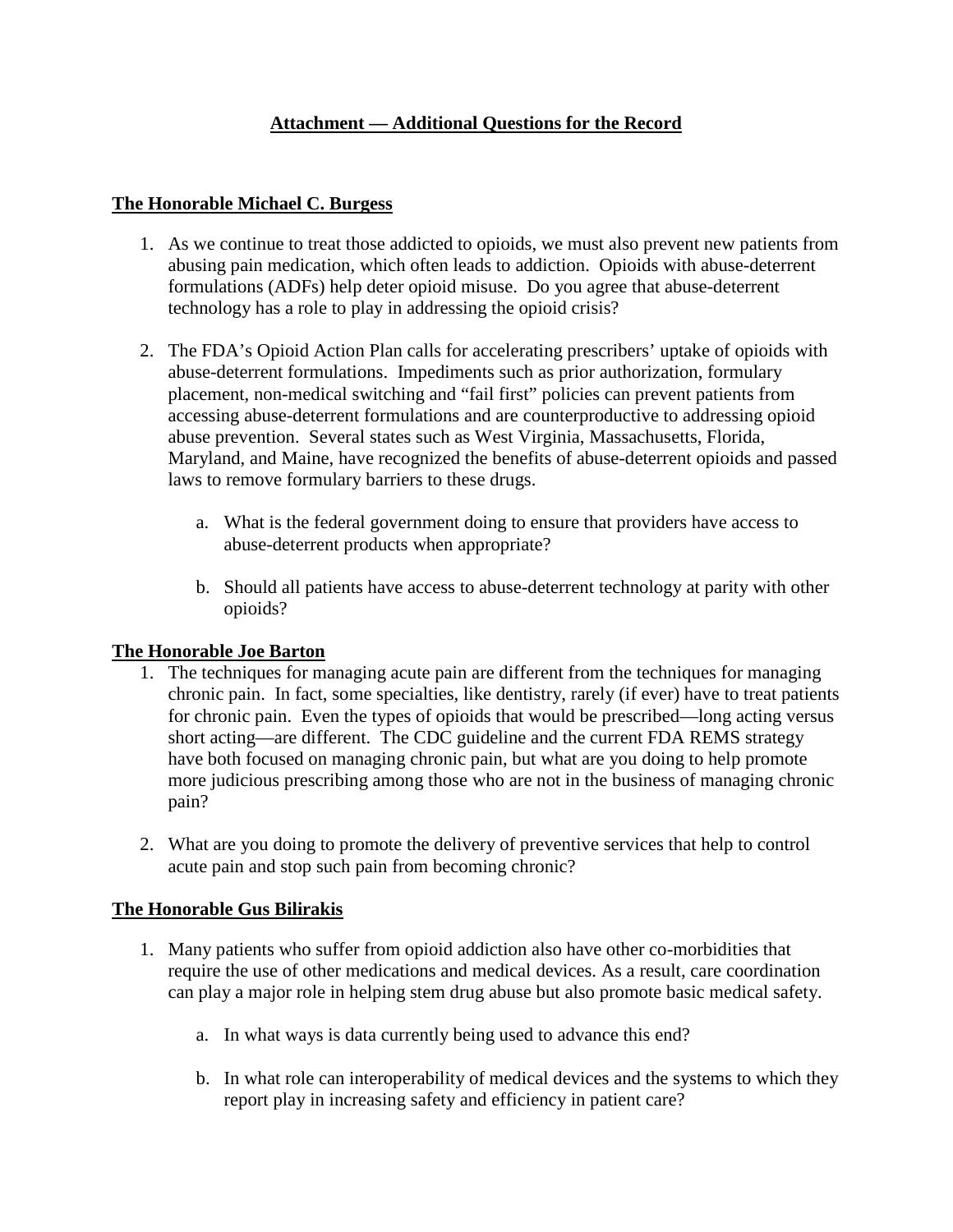## Attachment — Additional Questions for the Record

### The Honorable Michael C. Burgess

1. As we continue to treat those addicted to opioids, we must also prevent new patients from abusing pain medication, which often leads to addiction. Opioids with abuse-deterrent formulations (ADFs) help deter opioid misuse. Do you agree that abuse-deterrent technology has a role to play in addressing the opioid crisis?

2. The FDA's Opioid Action Plan calls for accelerating prescribers' uptake of opioids with abuse-deterrent formulations. Impediments such as prior authorization, formulary placement, non-medical switching and "fail first" policies can prevent patients from accessing abuse-deterrent formulations and are counterproductive to addressing opioid abuse prevention. Several states such as West Virginia, Massachusetts, Florida, Maryland, and Maine, have recognized the benefits of abuse-deterrent opioids and passed laws to remove formulary barriers to these drugs.

    a. What is the federal government doing to ensure that providers have access to abuse-deterrent products when appropriate?

    b. Should all patients have access to abuse-deterrent technology at parity with other opioids?

### The Honorable Joe Barton

1. The techniques for managing acute pain are different from the techniques for managing chronic pain. In fact, some specialties, like dentistry, rarely (if ever) have to treat patients for chronic pain. Even the types of opioids that would be prescribed—long acting versus short acting—are different. The CDC guideline and the current FDA REMS strategy have both focused on managing chronic pain, but what are you doing to help promote more judicious prescribing among those who are not in the business of managing chronic pain?

2. What are you doing to promote the delivery of preventive services that help to control acute pain and stop such pain from becoming chronic?

### The Honorable Gus Bilirakis

1. Many patients who suffer from opioid addiction also have other co-morbidities that require the use of other medications and medical devices. As a result, care coordination can play a major role in helping stem drug abuse but also promote basic medical safety.

    a. In what ways is data currently being used to advance this end?

    b. In what role can interoperability of medical devices and the systems to which they report play in increasing safety and efficiency in patient care?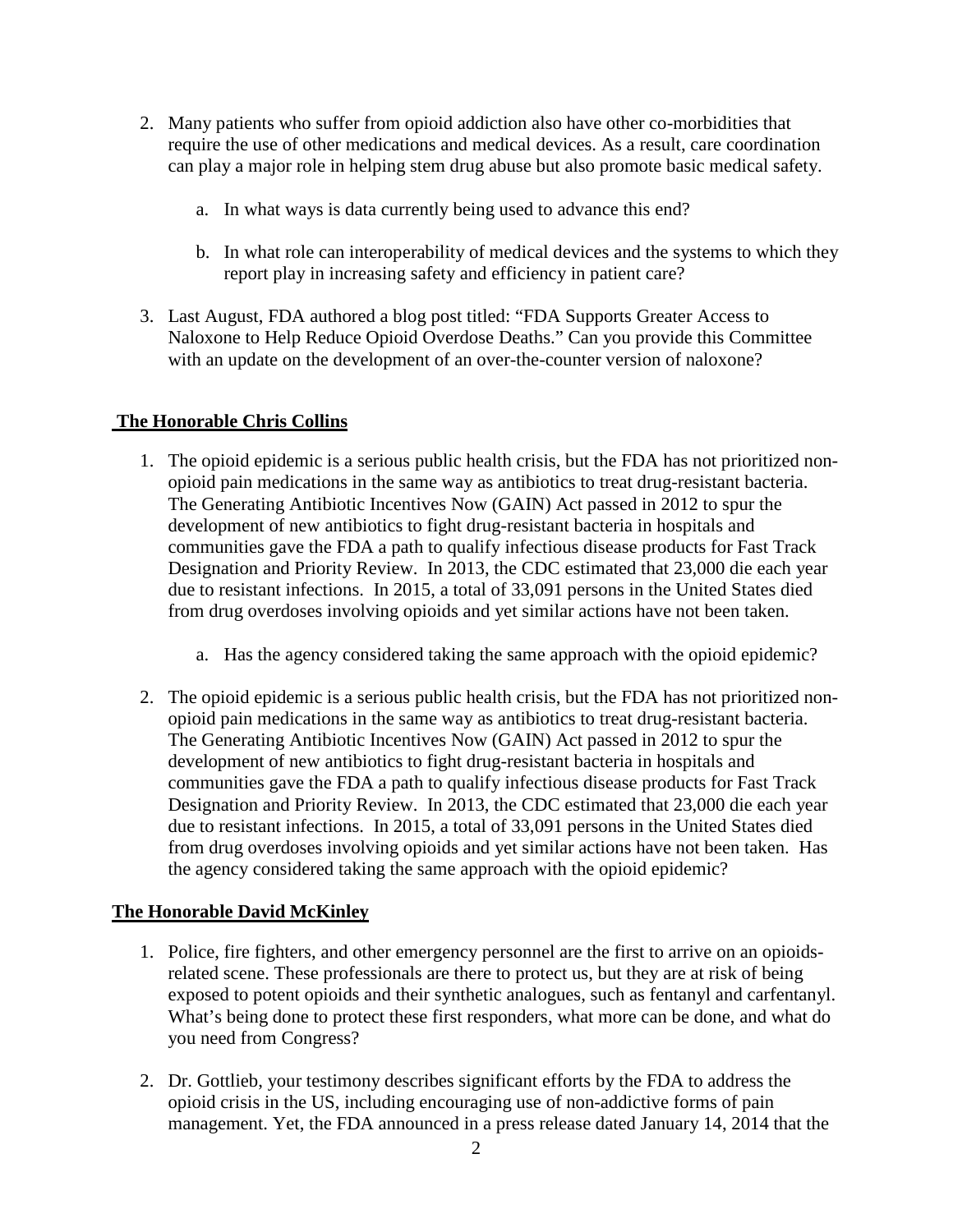2. Many patients who suffer from opioid addiction also have other co-morbidities that require the use of other medications and medical devices. As a result, care coordination can play a major role in helping stem drug abuse but also promote basic medical safety.

    a. In what ways is data currently being used to advance this end?

    b. In what role can interoperability of medical devices and the systems to which they report play in increasing safety and efficiency in patient care?

3. Last August, FDA authored a blog post titled: "FDA Supports Greater Access to Naloxone to Help Reduce Opioid Overdose Deaths." Can you provide this Committee with an update on the development of an over-the-counter version of naloxone?

**The Honorable Chris Collins**

1. The opioid epidemic is a serious public health crisis, but the FDA has not prioritized non-opioid pain medications in the same way as antibiotics to treat drug-resistant bacteria. The Generating Antibiotic Incentives Now (GAIN) Act passed in 2012 to spur the development of new antibiotics to fight drug-resistant bacteria in hospitals and communities gave the FDA a path to qualify infectious disease products for Fast Track Designation and Priority Review. In 2013, the CDC estimated that 23,000 die each year due to resistant infections. In 2015, a total of 33,091 persons in the United States died from drug overdoses involving opioids and yet similar actions have not been taken.

    a. Has the agency considered taking the same approach with the opioid epidemic?

2. The opioid epidemic is a serious public health crisis, but the FDA has not prioritized non-opioid pain medications in the same way as antibiotics to treat drug-resistant bacteria. The Generating Antibiotic Incentives Now (GAIN) Act passed in 2012 to spur the development of new antibiotics to fight drug-resistant bacteria in hospitals and communities gave the FDA a path to qualify infectious disease products for Fast Track Designation and Priority Review. In 2013, the CDC estimated that 23,000 die each year due to resistant infections. In 2015, a total of 33,091 persons in the United States died from drug overdoses involving opioids and yet similar actions have not been taken. Has the agency considered taking the same approach with the opioid epidemic?

**The Honorable David McKinley**

1. Police, fire fighters, and other emergency personnel are the first to arrive on an opioids-related scene. These professionals are there to protect us, but they are at risk of being exposed to potent opioids and their synthetic analogues, such as fentanyl and carfentanyl. What's being done to protect these first responders, what more can be done, and what do you need from Congress?

2. Dr. Gottlieb, your testimony describes significant efforts by the FDA to address the opioid crisis in the US, including encouraging use of non-addictive forms of pain management. Yet, the FDA announced in a press release dated January 14, 2014 that the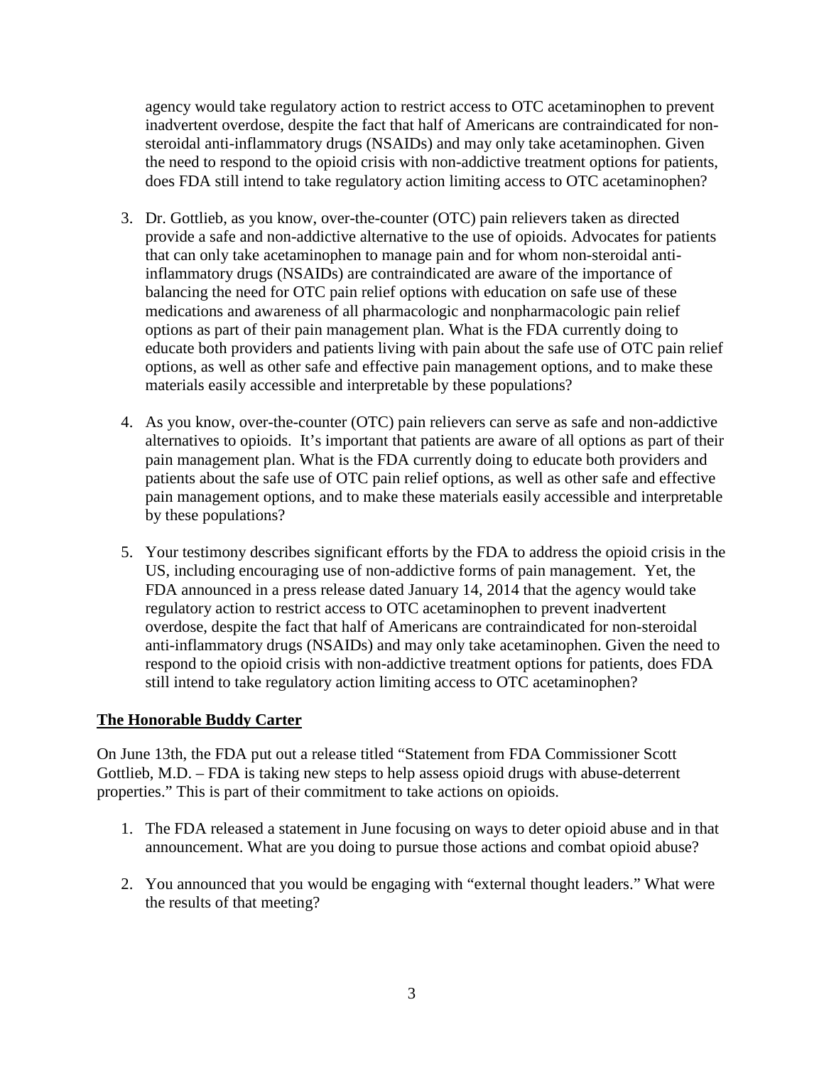agency would take regulatory action to restrict access to OTC acetaminophen to prevent inadvertent overdose, despite the fact that half of Americans are contraindicated for non-steroidal anti-inflammatory drugs (NSAIDs) and may only take acetaminophen. Given the need to respond to the opioid crisis with non-addictive treatment options for patients, does FDA still intend to take regulatory action limiting access to OTC acetaminophen?

3. Dr. Gottlieb, as you know, over-the-counter (OTC) pain relievers taken as directed provide a safe and non-addictive alternative to the use of opioids. Advocates for patients that can only take acetaminophen to manage pain and for whom non-steroidal anti-inflammatory drugs (NSAIDs) are contraindicated are aware of the importance of balancing the need for OTC pain relief options with education on safe use of these medications and awareness of all pharmacologic and nonpharmacologic pain relief options as part of their pain management plan. What is the FDA currently doing to educate both providers and patients living with pain about the safe use of OTC pain relief options, as well as other safe and effective pain management options, and to make these materials easily accessible and interpretable by these populations?

4. As you know, over-the-counter (OTC) pain relievers can serve as safe and non-addictive alternatives to opioids. It's important that patients are aware of all options as part of their pain management plan. What is the FDA currently doing to educate both providers and patients about the safe use of OTC pain relief options, as well as other safe and effective pain management options, and to make these materials easily accessible and interpretable by these populations?

5. Your testimony describes significant efforts by the FDA to address the opioid crisis in the US, including encouraging use of non-addictive forms of pain management. Yet, the FDA announced in a press release dated January 14, 2014 that the agency would take regulatory action to restrict access to OTC acetaminophen to prevent inadvertent overdose, despite the fact that half of Americans are contraindicated for non-steroidal anti-inflammatory drugs (NSAIDs) and may only take acetaminophen. Given the need to respond to the opioid crisis with non-addictive treatment options for patients, does FDA still intend to take regulatory action limiting access to OTC acetaminophen?

## The Honorable Buddy Carter

On June 13th, the FDA put out a release titled "Statement from FDA Commissioner Scott Gottlieb, M.D. – FDA is taking new steps to help assess opioid drugs with abuse-deterrent properties." This is part of their commitment to take actions on opioids.

1. The FDA released a statement in June focusing on ways to deter opioid abuse and in that announcement. What are you doing to pursue those actions and combat opioid abuse?

2. You announced that you would be engaging with "external thought leaders." What were the results of that meeting?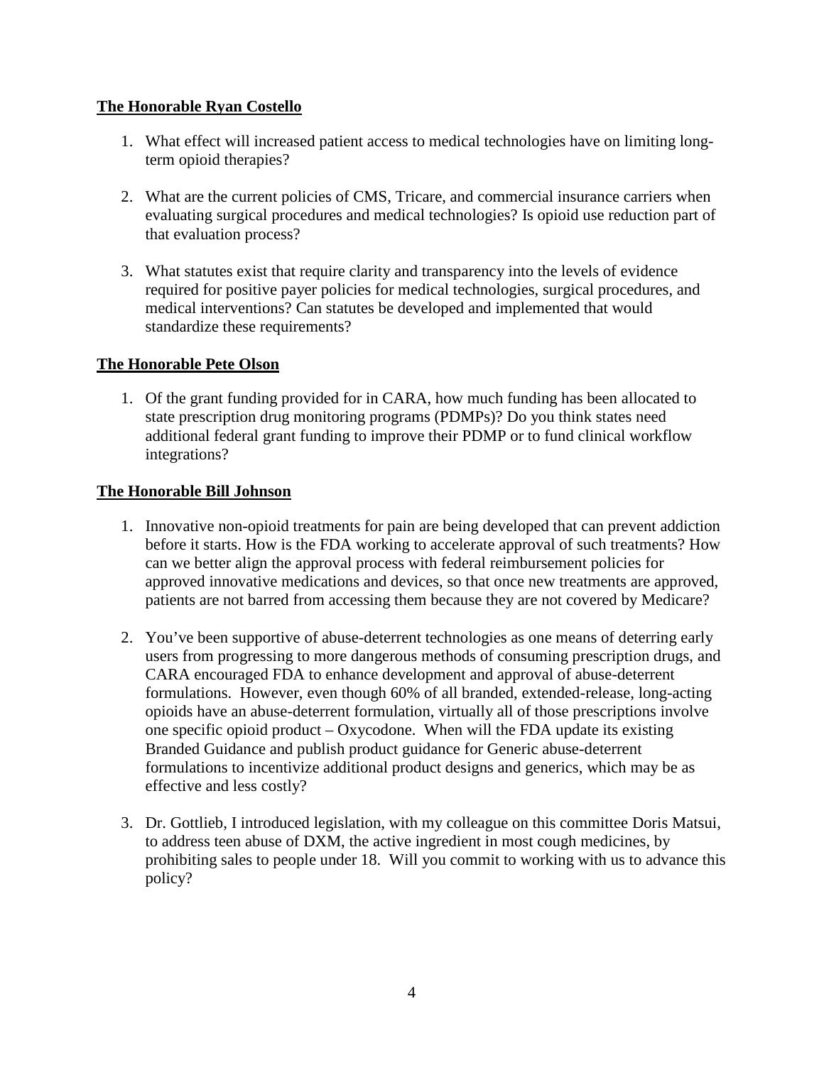**The Honorable Ryan Costello**

1. What effect will increased patient access to medical technologies have on limiting long-term opioid therapies?

2. What are the current policies of CMS, Tricare, and commercial insurance carriers when evaluating surgical procedures and medical technologies? Is opioid use reduction part of that evaluation process?

3. What statutes exist that require clarity and transparency into the levels of evidence required for positive payer policies for medical technologies, surgical procedures, and medical interventions? Can statutes be developed and implemented that would standardize these requirements?

**The Honorable Pete Olson**

1. Of the grant funding provided for in CARA, how much funding has been allocated to state prescription drug monitoring programs (PDMPs)? Do you think states need additional federal grant funding to improve their PDMP or to fund clinical workflow integrations?

**The Honorable Bill Johnson**

1. Innovative non-opioid treatments for pain are being developed that can prevent addiction before it starts. How is the FDA working to accelerate approval of such treatments? How can we better align the approval process with federal reimbursement policies for approved innovative medications and devices, so that once new treatments are approved, patients are not barred from accessing them because they are not covered by Medicare?

2. You've been supportive of abuse-deterrent technologies as one means of deterring early users from progressing to more dangerous methods of consuming prescription drugs, and CARA encouraged FDA to enhance development and approval of abuse-deterrent formulations. However, even though 60% of all branded, extended-release, long-acting opioids have an abuse-deterrent formulation, virtually all of those prescriptions involve one specific opioid product – Oxycodone. When will the FDA update its existing Branded Guidance and publish product guidance for Generic abuse-deterrent formulations to incentivize additional product designs and generics, which may be as effective and less costly?

3. Dr. Gottlieb, I introduced legislation, with my colleague on this committee Doris Matsui, to address teen abuse of DXM, the active ingredient in most cough medicines, by prohibiting sales to people under 18. Will you commit to working with us to advance this policy?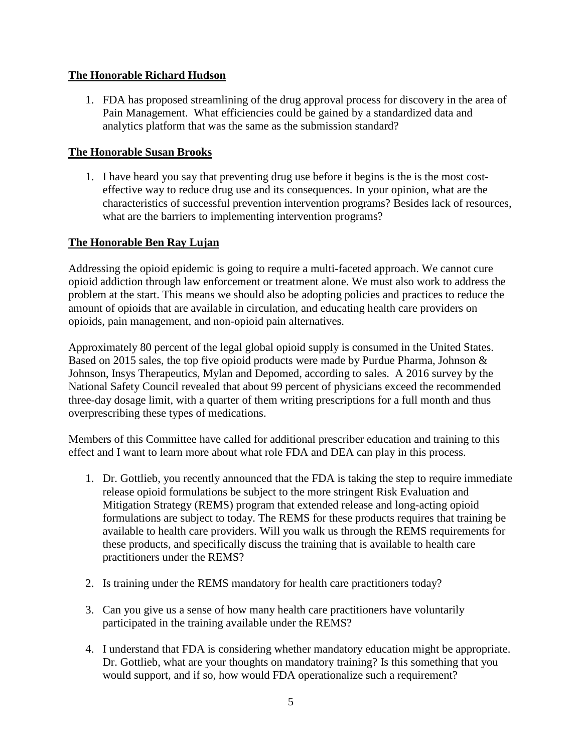**The Honorable Richard Hudson**

1. FDA has proposed streamlining of the drug approval process for discovery in the area of Pain Management. What efficiencies could be gained by a standardized data and analytics platform that was the same as the submission standard?

**The Honorable Susan Brooks**

1. I have heard you say that preventing drug use before it begins is the is the most cost-effective way to reduce drug use and its consequences. In your opinion, what are the characteristics of successful prevention intervention programs? Besides lack of resources, what are the barriers to implementing intervention programs?

**The Honorable Ben Ray Lujan**

Addressing the opioid epidemic is going to require a multi-faceted approach. We cannot cure opioid addiction through law enforcement or treatment alone. We must also work to address the problem at the start. This means we should also be adopting policies and practices to reduce the amount of opioids that are available in circulation, and educating health care providers on opioids, pain management, and non-opioid pain alternatives.

Approximately 80 percent of the legal global opioid supply is consumed in the United States. Based on 2015 sales, the top five opioid products were made by Purdue Pharma, Johnson & Johnson, Insys Therapeutics, Mylan and Depomed, according to sales. A 2016 survey by the National Safety Council revealed that about 99 percent of physicians exceed the recommended three-day dosage limit, with a quarter of them writing prescriptions for a full month and thus overprescribing these types of medications.

Members of this Committee have called for additional prescriber education and training to this effect and I want to learn more about what role FDA and DEA can play in this process.

1. Dr. Gottlieb, you recently announced that the FDA is taking the step to require immediate release opioid formulations be subject to the more stringent Risk Evaluation and Mitigation Strategy (REMS) program that extended release and long-acting opioid formulations are subject to today. The REMS for these products requires that training be available to health care providers. Will you walk us through the REMS requirements for these products, and specifically discuss the training that is available to health care practitioners under the REMS?

2. Is training under the REMS mandatory for health care practitioners today?

3. Can you give us a sense of how many health care practitioners have voluntarily participated in the training available under the REMS?

4. I understand that FDA is considering whether mandatory education might be appropriate. Dr. Gottlieb, what are your thoughts on mandatory training? Is this something that you would support, and if so, how would FDA operationalize such a requirement?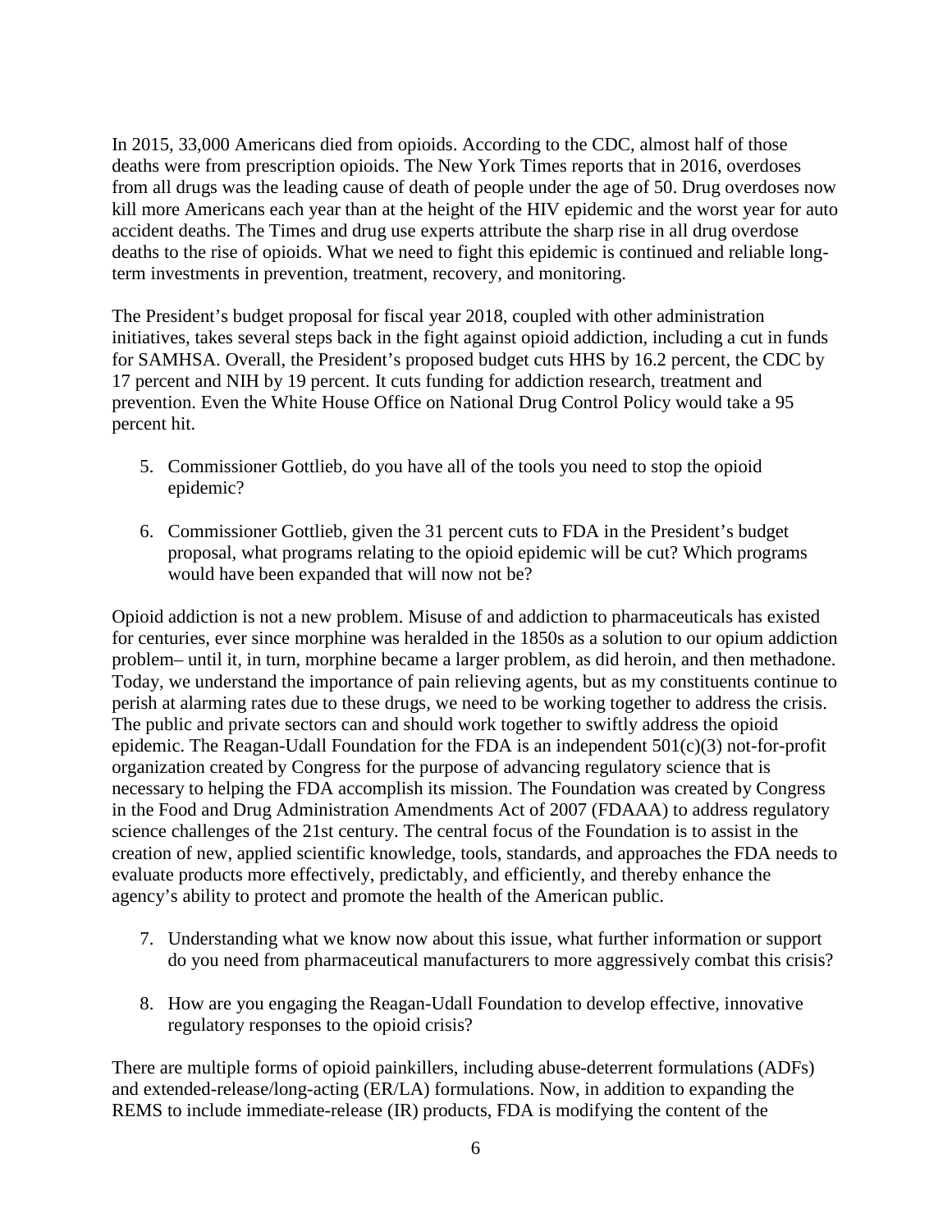In 2015, 33,000 Americans died from opioids. According to the CDC, almost half of those deaths were from prescription opioids. The New York Times reports that in 2016, overdoses from all drugs was the leading cause of death of people under the age of 50. Drug overdoses now kill more Americans each year than at the height of the HIV epidemic and the worst year for auto accident deaths. The Times and drug use experts attribute the sharp rise in all drug overdose deaths to the rise of opioids. What we need to fight this epidemic is continued and reliable long-term investments in prevention, treatment, recovery, and monitoring.

The President's budget proposal for fiscal year 2018, coupled with other administration initiatives, takes several steps back in the fight against opioid addiction, including a cut in funds for SAMHSA. Overall, the President's proposed budget cuts HHS by 16.2 percent, the CDC by 17 percent and NIH by 19 percent. It cuts funding for addiction research, treatment and prevention. Even the White House Office on National Drug Control Policy would take a 95 percent hit.

5. Commissioner Gottlieb, do you have all of the tools you need to stop the opioid epidemic?

6. Commissioner Gottlieb, given the 31 percent cuts to FDA in the President's budget proposal, what programs relating to the opioid epidemic will be cut? Which programs would have been expanded that will now not be?

Opioid addiction is not a new problem. Misuse of and addiction to pharmaceuticals has existed for centuries, ever since morphine was heralded in the 1850s as a solution to our opium addiction problem– until it, in turn, morphine became a larger problem, as did heroin, and then methadone. Today, we understand the importance of pain relieving agents, but as my constituents continue to perish at alarming rates due to these drugs, we need to be working together to address the crisis. The public and private sectors can and should work together to swiftly address the opioid epidemic. The Reagan-Udall Foundation for the FDA is an independent 501(c)(3) not-for-profit organization created by Congress for the purpose of advancing regulatory science that is necessary to helping the FDA accomplish its mission. The Foundation was created by Congress in the Food and Drug Administration Amendments Act of 2007 (FDAAA) to address regulatory science challenges of the 21st century. The central focus of the Foundation is to assist in the creation of new, applied scientific knowledge, tools, standards, and approaches the FDA needs to evaluate products more effectively, predictably, and efficiently, and thereby enhance the agency's ability to protect and promote the health of the American public.

7. Understanding what we know now about this issue, what further information or support do you need from pharmaceutical manufacturers to more aggressively combat this crisis?

8. How are you engaging the Reagan-Udall Foundation to develop effective, innovative regulatory responses to the opioid crisis?

There are multiple forms of opioid painkillers, including abuse-deterrent formulations (ADFs) and extended-release/long-acting (ER/LA) formulations. Now, in addition to expanding the REMS to include immediate-release (IR) products, FDA is modifying the content of the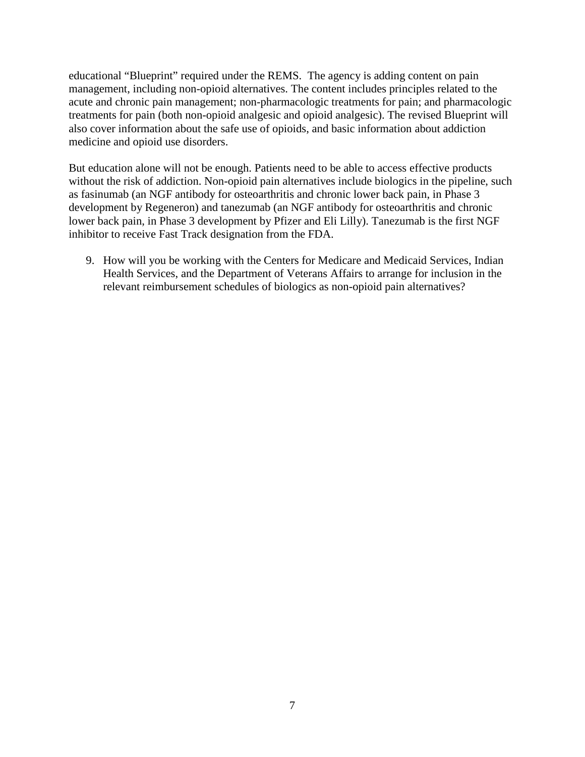educational "Blueprint" required under the REMS. The agency is adding content on pain management, including non-opioid alternatives. The content includes principles related to the acute and chronic pain management; non-pharmacologic treatments for pain; and pharmacologic treatments for pain (both non-opioid analgesic and opioid analgesic). The revised Blueprint will also cover information about the safe use of opioids, and basic information about addiction medicine and opioid use disorders.

But education alone will not be enough. Patients need to be able to access effective products without the risk of addiction. Non-opioid pain alternatives include biologics in the pipeline, such as fasinumab (an NGF antibody for osteoarthritis and chronic lower back pain, in Phase 3 development by Regeneron) and tanezumab (an NGF antibody for osteoarthritis and chronic lower back pain, in Phase 3 development by Pfizer and Eli Lilly). Tanezumab is the first NGF inhibitor to receive Fast Track designation from the FDA.

9. How will you be working with the Centers for Medicare and Medicaid Services, Indian Health Services, and the Department of Veterans Affairs to arrange for inclusion in the relevant reimbursement schedules of biologics as non-opioid pain alternatives?